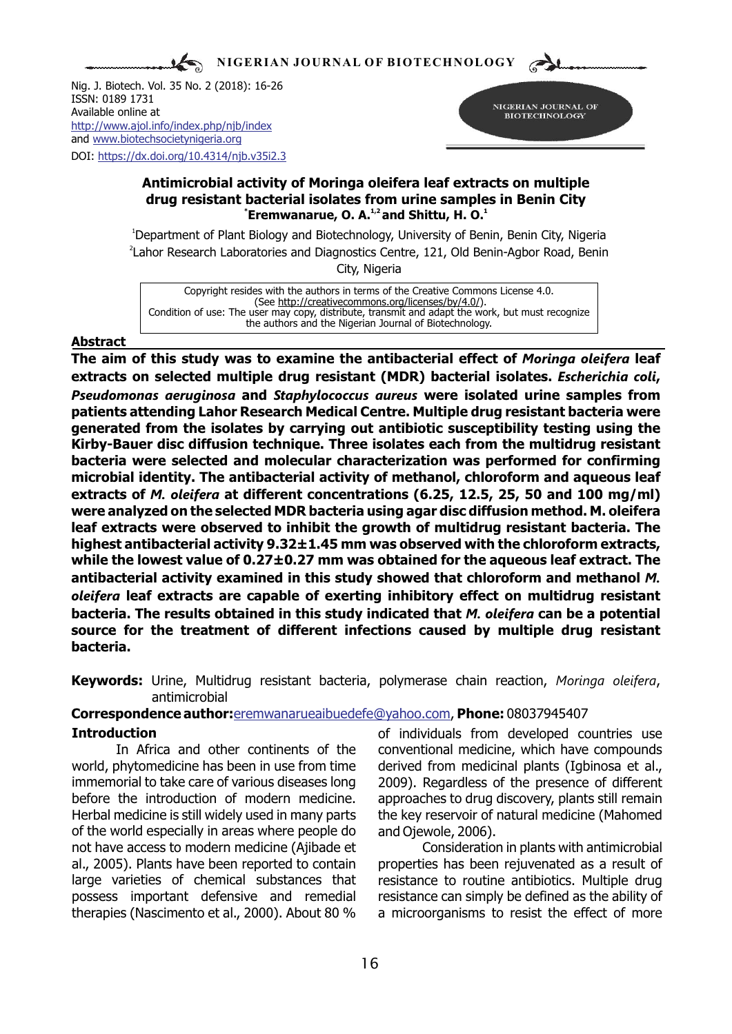# Antimicrobial activity of Moringa oleifera leaf extracts on multiple drug resistant bacterial isolates from urine samples in Benin City

**[*]Eremwanarue, O. A.[1,2] and Shittu, H. O.[1]**

[1]Department of Plant Biology and Biotechnology, University of Benin, Benin City, Nigeria
[2]Lahor Research Laboratories and Diagnostics Centre, 121, Old Benin-Agbor Road, Benin City, Nigeria

Copyright resides with the authors in terms of the Creative Commons License 4.0. (See http://creativecommons.org/licenses/by/4.0/). Condition of use: The user may copy, distribute, transmit and adapt the work, but must recognize the authors and the Nigerian Journal of Biotechnology.

## Abstract

**The aim of this study was to examine the antibacterial effect of *Moringa oleifera* leaf extracts on selected multiple drug resistant (MDR) bacterial isolates. *Escherichia coli*, *Pseudomonas aeruginosa* and *Staphylococcus aureus* were isolated urine samples from patients attending Lahor Research Medical Centre. Multiple drug resistant bacteria were generated from the isolates by carrying out antibiotic susceptibility testing using the Kirby-Bauer disc diffusion technique. Three isolates each from the multidrug resistant bacteria were selected and molecular characterization was performed for confirming microbial identity. The antibacterial activity of methanol, chloroform and aqueous leaf extracts of *M. oleifera* at different concentrations (6.25, 12.5, 25, 50 and 100 mg/ml) were analyzed on the selected MDR bacteria using agar disc diffusion method. M. oleifera leaf extracts were observed to inhibit the growth of multidrug resistant bacteria. The highest antibacterial activity 9.32±1.45 mm was observed with the chloroform extracts, while the lowest value of 0.27±0.27 mm was obtained for the aqueous leaf extract. The antibacterial activity examined in this study showed that chloroform and methanol *M. oleifera* leaf extracts are capable of exerting inhibitory effect on multidrug resistant bacteria. The results obtained in this study indicated that *M. oleifera* can be a potential source for the treatment of different infections caused by multiple drug resistant bacteria.**

**Keywords:** Urine, Multidrug resistant bacteria, polymerase chain reaction, *Moringa oleifera*, antimicrobial

**Correspondence author:** eremwanarueaibuedefe@yahoo.com, **Phone:** 08037945407

## Introduction

In Africa and other continents of the world, phytomedicine has been in use from time immemorial to take care of various diseases long before the introduction of modern medicine. Herbal medicine is still widely used in many parts of the world especially in areas where people do not have access to modern medicine (Ajibade et al., 2005). Plants have been reported to contain large varieties of chemical substances that possess important defensive and remedial therapies (Nascimento et al., 2000). About 80 % of individuals from developed countries use conventional medicine, which have compounds derived from medicinal plants (Igbinosa et al., 2009). Regardless of the presence of different approaches to drug discovery, plants still remain the key reservoir of natural medicine (Mahomed and Ojewole, 2006).

Consideration in plants with antimicrobial properties has been rejuvenated as a result of resistance to routine antibiotics. Multiple drug resistance can simply be defined as the ability of a microorganisms to resist the effect of more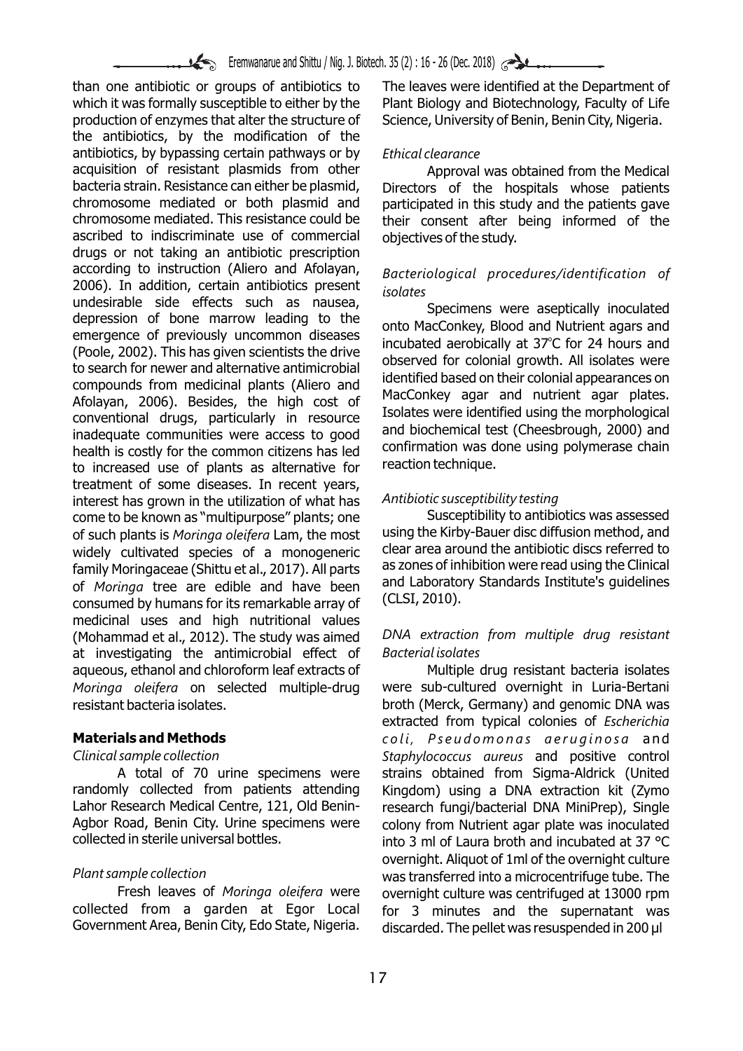than one antibiotic or groups of antibiotics to which it was formally susceptible to either by the production of enzymes that alter the structure of the antibiotics, by the modification of the antibiotics, by bypassing certain pathways or by acquisition of resistant plasmids from other bacteria strain. Resistance can either be plasmid, chromosome mediated or both plasmid and chromosome mediated. This resistance could be ascribed to indiscriminate use of commercial drugs or not taking an antibiotic prescription according to instruction (Aliero and Afolayan, 2006). In addition, certain antibiotics present undesirable side effects such as nausea, depression of bone marrow leading to the emergence of previously uncommon diseases (Poole, 2002). This has given scientists the drive to search for newer and alternative antimicrobial compounds from medicinal plants (Aliero and Afolayan, 2006). Besides, the high cost of conventional drugs, particularly in resource inadequate communities were access to good health is costly for the common citizens has led to increased use of plants as alternative for treatment of some diseases. In recent years, interest has grown in the utilization of what has come to be known as "multipurpose" plants; one of such plants is *Moringa oleifera* Lam, the most widely cultivated species of a monogeneric family Moringaceae (Shittu et al., 2017). All parts of *Moringa* tree are edible and have been consumed by humans for its remarkable array of medicinal uses and high nutritional values (Mohammad et al., 2012). The study was aimed at investigating the antimicrobial effect of aqueous, ethanol and chloroform leaf extracts of *Moringa oleifera* on selected multiple-drug resistant bacteria isolates.

## Materials and Methods

*Clinical sample collection*

A total of 70 urine specimens were randomly collected from patients attending Lahor Research Medical Centre, 121, Old Benin-Agbor Road, Benin City. Urine specimens were collected in sterile universal bottles.

*Plant sample collection*

Fresh leaves of *Moringa oleifera* were collected from a garden at Egor Local Government Area, Benin City, Edo State, Nigeria. The leaves were identified at the Department of Plant Biology and Biotechnology, Faculty of Life Science, University of Benin, Benin City, Nigeria.

*Ethical clearance*

Approval was obtained from the Medical Directors of the hospitals whose patients participated in this study and the patients gave their consent after being informed of the objectives of the study.

*Bacteriological procedures/identification of isolates*

Specimens were aseptically inoculated onto MacConkey, Blood and Nutrient agars and incubated aerobically at 37°C for 24 hours and observed for colonial growth. All isolates were identified based on their colonial appearances on MacConkey agar and nutrient agar plates. Isolates were identified using the morphological and biochemical test (Cheesbrough, 2000) and confirmation was done using polymerase chain reaction technique.

*Antibiotic susceptibility testing*

Susceptibility to antibiotics was assessed using the Kirby-Bauer disc diffusion method, and clear area around the antibiotic discs referred to as zones of inhibition were read using the Clinical and Laboratory Standards Institute's guidelines (CLSI, 2010).

*DNA extraction from multiple drug resistant Bacterial isolates*

Multiple drug resistant bacteria isolates were sub-cultured overnight in Luria-Bertani broth (Merck, Germany) and genomic DNA was extracted from typical colonies of *Escherichia coli, Pseudomonas aeruginosa* and *Staphylococcus aureus* and positive control strains obtained from Sigma-Aldrick (United Kingdom) using a DNA extraction kit (Zymo research fungi/bacterial DNA MiniPrep), Single colony from Nutrient agar plate was inoculated into 3 ml of Laura broth and incubated at 37 °C overnight. Aliquot of 1ml of the overnight culture was transferred into a microcentrifuge tube. The overnight culture was centrifuged at 13000 rpm for 3 minutes and the supernatant was discarded. The pellet was resuspended in 200 µl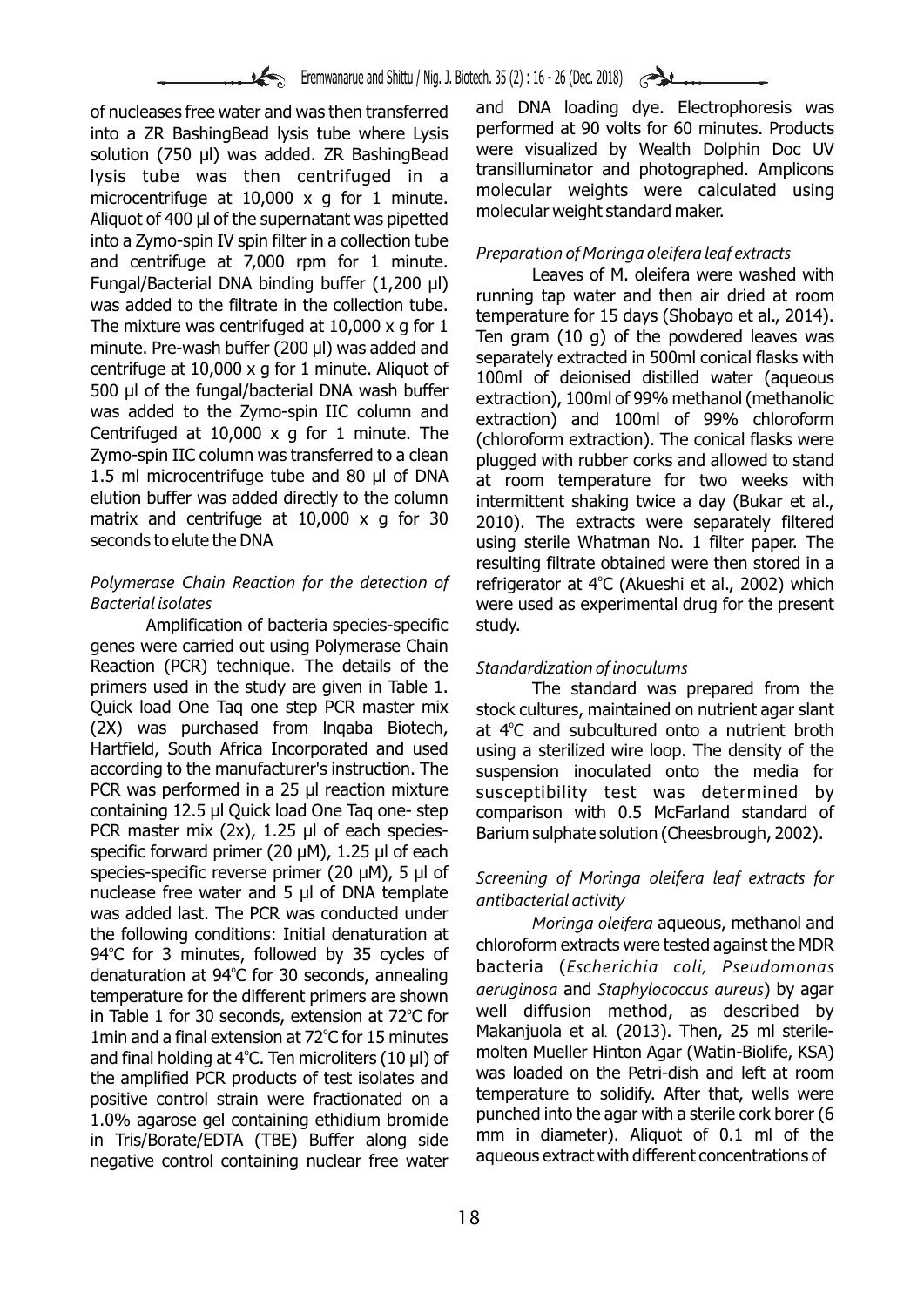of nucleases free water and was then transferred into a ZR BashingBead lysis tube where Lysis solution (750 µl) was added. ZR BashingBead lysis tube was then centrifuged in a microcentrifuge at 10,000 x g for 1 minute. Aliquot of 400 µl of the supernatant was pipetted into a Zymo-spin IV spin filter in a collection tube and centrifuge at 7,000 rpm for 1 minute. Fungal/Bacterial DNA binding buffer (1,200 µl) was added to the filtrate in the collection tube. The mixture was centrifuged at 10,000 x g for 1 minute. Pre-wash buffer (200 µl) was added and centrifuge at 10,000 x g for 1 minute. Aliquot of 500 µl of the fungal/bacterial DNA wash buffer was added to the Zymo-spin IIC column and Centrifuged at 10,000 x g for 1 minute. The Zymo-spin IIC column was transferred to a clean 1.5 ml microcentrifuge tube and 80 µl of DNA elution buffer was added directly to the column matrix and centrifuge at 10,000 x g for 30 seconds to elute the DNA

*Polymerase Chain Reaction for the detection of Bacterial isolates*

Amplification of bacteria species-specific genes were carried out using Polymerase Chain Reaction (PCR) technique. The details of the primers used in the study are given in Table 1. Quick load One Taq one step PCR master mix (2X) was purchased from lnqaba Biotech, Hartfield, South Africa Incorporated and used according to the manufacturer's instruction. The PCR was performed in a 25 µl reaction mixture containing 12.5 µl Quick load One Taq one- step PCR master mix (2x), 1.25 µl of each species-specific forward primer (20 µM), 1.25 µl of each species-specific reverse primer (20 µM), 5 µl of nuclease free water and 5 µl of DNA template was added last. The PCR was conducted under the following conditions: Initial denaturation at 94°C for 3 minutes, followed by 35 cycles of denaturation at 94°C for 30 seconds, annealing temperature for the different primers are shown in Table 1 for 30 seconds, extension at 72°C for 1min and a final extension at 72°C for 15 minutes and final holding at 4°C. Ten microliters (10 µl) of the amplified PCR products of test isolates and positive control strain were fractionated on a 1.0% agarose gel containing ethidium bromide in Tris/Borate/EDTA (TBE) Buffer along side negative control containing nuclear free water and DNA loading dye. Electrophoresis was performed at 90 volts for 60 minutes. Products were visualized by Wealth Dolphin Doc UV transilluminator and photographed. Amplicons molecular weights were calculated using molecular weight standard maker.

*Preparation of Moringa oleifera leaf extracts*

Leaves of M. oleifera were washed with running tap water and then air dried at room temperature for 15 days (Shobayo et al., 2014). Ten gram (10 g) of the powdered leaves was separately extracted in 500ml conical flasks with 100ml of deionised distilled water (aqueous extraction), 100ml of 99% methanol (methanolic extraction) and 100ml of 99% chloroform (chloroform extraction). The conical flasks were plugged with rubber corks and allowed to stand at room temperature for two weeks with intermittent shaking twice a day (Bukar et al., 2010). The extracts were separately filtered using sterile Whatman No. 1 filter paper. The resulting filtrate obtained were then stored in a refrigerator at 4°C (Akueshi et al., 2002) which were used as experimental drug for the present study.

*Standardization of inoculums*

The standard was prepared from the stock cultures, maintained on nutrient agar slant at 4°C and subcultured onto a nutrient broth using a sterilized wire loop. The density of the suspension inoculated onto the media for susceptibility test was determined by comparison with 0.5 McFarland standard of Barium sulphate solution (Cheesbrough, 2002).

*Screening of Moringa oleifera leaf extracts for antibacterial activity*

*Moringa oleifera* aqueous, methanol and chloroform extracts were tested against the MDR bacteria (*Escherichia coli, Pseudomonas aeruginosa* and *Staphylococcus aureus*) by agar well diffusion method, as described by Makanjuola et al. (2013). Then, 25 ml sterile-molten Mueller Hinton Agar (Watin-Biolife, KSA) was loaded on the Petri-dish and left at room temperature to solidify. After that, wells were punched into the agar with a sterile cork borer (6 mm in diameter). Aliquot of 0.1 ml of the aqueous extract with different concentrations of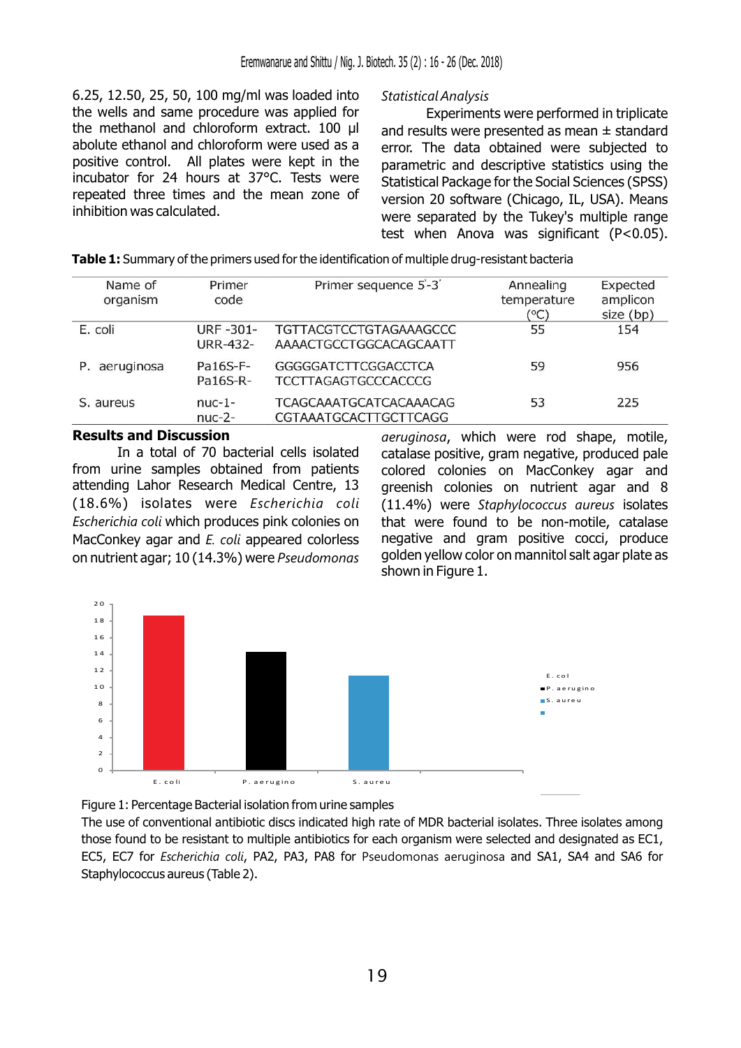6.25, 12.50, 25, 50, 100 mg/ml was loaded into the wells and same procedure was applied for the methanol and chloroform extract. 100 µl abolute ethanol and chloroform were used as a positive control. All plates were kept in the incubator for 24 hours at 37°C. Tests were repeated three times and the mean zone of inhibition was calculated.

*Statistical Analysis*

Experiments were performed in triplicate and results were presented as mean ± standard error. The data obtained were subjected to parametric and descriptive statistics using the Statistical Package for the Social Sciences (SPSS) version 20 software (Chicago, IL, USA). Means were separated by the Tukey's multiple range test when Anova was significant (P<0.05).

**Table 1:** Summary of the primers used for the identification of multiple drug-resistant bacteria

| Name of organism | Primer code | Primer sequence 5'-3' | Annealing temperature (°C) | Expected amplicon size (bp) |
|---|---|---|---|---|
| E. coli | URF -301- <br> URR-432- | TGTTACGTCCTGTAGAAAGCCC <br> AAAACTGCCTGGCACAGCAATT | 55 | 154 |
| P. aeruginosa | Pa16S-F- <br> Pa16S-R- | GGGGGATCTTCGGACCTCA <br> TCCTTAGAGTGCCCACCCG | 59 | 956 |
| S. aureus | nuc-1- <br> nuc-2- | TCAGCAAATGCATCACAAACAG <br> CGTAAATGCACTTGCTTCAGG | 53 | 225 |

## Results and Discussion

In a total of 70 bacterial cells isolated from urine samples obtained from patients attending Lahor Research Medical Centre, 13 (18.6%) isolates were *Escherichia coli Escherichia coli* which produces pink colonies on MacConkey agar and *E. coli* appeared colorless on nutrient agar; 10 (14.3%) were *Pseudomonas aeruginosa*, which were rod shape, motile, catalase positive, gram negative, produced pale colored colonies on MacConkey agar and greenish colonies on nutrient agar and 8 (11.4%) were *Staphylococcus aureus* isolates that were found to be non-motile, catalase negative and gram positive cocci, produce golden yellow color on mannitol salt agar plate as shown in Figure 1.

Figure 1: Percentage Bacterial isolation from urine samples

The use of conventional antibiotic discs indicated high rate of MDR bacterial isolates. Three isolates among those found to be resistant to multiple antibiotics for each organism were selected and designated as EC1, EC5, EC7 for *Escherichia coli*, PA2, PA3, PA8 for Pseudomonas aeruginosa and SA1, SA4 and SA6 for Staphylococcus aureus (Table 2).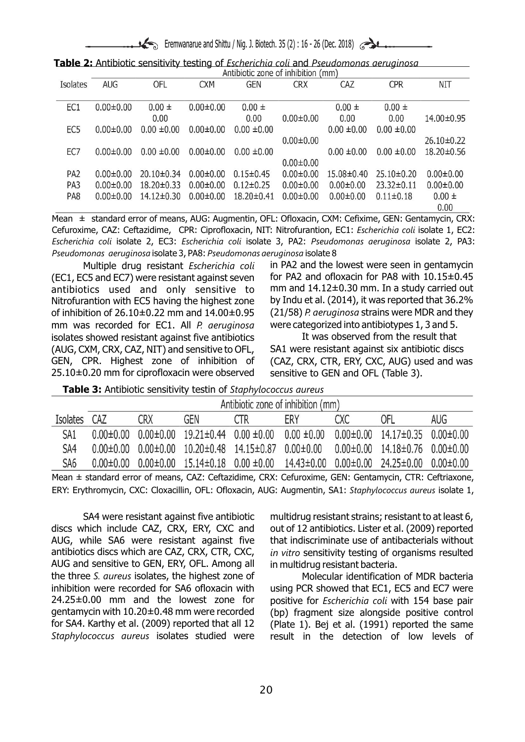**Table 2:** Antibiotic sensitivity testing of *Escherichia coli* and *Pseudomonas aeruginosa*

| | Antibiotic zone of inhibition (mm) | | | | | | | |
|---|---|---|---|---|---|---|---|---|
| Isolates | AUG | OFL | CXM | GEN | CRX | CAZ | CPR | NIT |
| EC1 | 0.00±0.00 | 0.00 ± 0.00 | 0.00±0.00 | 0.00 ± 0.00 | 0.00±0.00 | 0.00 ± 0.00 | 0.00 ± 0.00 | 14.00±0.95 |
| EC5 | 0.00±0.00 | 0.00 ±0.00 | 0.00±0.00 | 0.00 ±0.00 | 0.00±0.00 | 0.00 ±0.00 | 0.00 ±0.00 | 26.10±0.22 |
| EC7 | 0.00±0.00 | 0.00 ±0.00 | 0.00±0.00 | 0.00 ±0.00 | 0.00±0.00 | 0.00 ±0.00 | 0.00 ±0.00 | 18.20±0.56 |
| PA2 | 0.00±0.00 | 20.10±0.34 | 0.00±0.00 | 0.15±0.45 | 0.00±0.00 | 15.08±0.40 | 25.10±0.20 | 0.00±0.00 |
| PA3 | 0.00±0.00 | 18.20±0.33 | 0.00±0.00 | 0.12±0.25 | 0.00±0.00 | 0.00±0.00 | 23.32±0.11 | 0.00±0.00 |
| PA8 | 0.00±0.00 | 14.12±0.30 | 0.00±0.00 | 18.20±0.41 | 0.00±0.00 | 0.00±0.00 | 0.11±0.18 | 0.00 ± 0.00 |

Mean ± standard error of means, AUG: Augmentin, OFL: Ofloxacin, CXM: Cefixime, GEN: Gentamycin, CRX: Cefuroxime, CAZ: Ceftazidime, CPR: Ciprofloxacin, NIT: Nitrofurantion, EC1: *Escherichia coli* isolate 1, EC2: *Escherichia coli* isolate 2, EC3: *Escherichia coli* isolate 3, PA2: *Pseudomonas aeruginosa* isolate 2, PA3: *Pseudomonas aeruginosa* isolate 3, PA8: *Pseudomonas aeruginosa* isolate 8

Multiple drug resistant *Escherichia coli* (EC1, EC5 and EC7) were resistant against seven antibiotics used and only sensitive to Nitrofurantion with EC5 having the highest zone of inhibition of 26.10±0.22 mm and 14.00±0.95 mm was recorded for EC1. All *P. aeruginosa* isolates showed resistant against five antibiotics (AUG, CXM, CRX, CAZ, NIT) and sensitive to OFL, GEN, CPR. Highest zone of inhibition of 25.10±0.20 mm for ciprofloxacin were observed in PA2 and the lowest were seen in gentamycin for PA2 and ofloxacin for PA8 with 10.15±0.45 mm and 14.12±0.30 mm. In a study carried out by Indu et al. (2014), it was reported that 36.2% (21/58) *P. aeruginosa* strains were MDR and they were categorized into antibiotypes 1, 3 and 5.

It was observed from the result that SA1 were resistant against six antibiotic discs (CAZ, CRX, CTR, ERY, CXC, AUG) used and was sensitive to GEN and OFL (Table 3).

**Table 3:** Antibiotic sensitivity testin of *Staphylococcus aureus*

| | Antibiotic zone of inhibition (mm) | | | | | | | |
|---|---|---|---|---|---|---|---|---|
| Isolates | CAZ | CRX | GEN | CTR | ERY | CXC | OFL | AUG |
| SA1 | 0.00±0.00 | 0.00±0.00 | 19.21±0.44 | 0.00 ±0.00 | 0.00 ±0.00 | 0.00±0.00 | 14.17±0.35 | 0.00±0.00 |
| SA4 | 0.00±0.00 | 0.00±0.00 | 10.20±0.48 | 14.15±0.87 | 0.00±0.00 | 0.00±0.00 | 14.18±0.76 | 0.00±0.00 |
| SA6 | 0.00±0.00 | 0.00±0.00 | 15.14±0.18 | 0.00 ±0.00 | 14.43±0.00 | 0.00±0.00 | 24.25±0.00 | 0.00±0.00 |

Mean ± standard error of means, CAZ: Ceftazidime, CRX: Cefuroxime, GEN: Gentamycin, CTR: Ceftriaxone, ERY: Erythromycin, CXC: Cloxacillin, OFL: Ofloxacin, AUG: Augmentin, SA1: *Staphylococcus aureus* isolate 1,

SA4 were resistant against five antibiotic discs which include CAZ, CRX, ERY, CXC and AUG, while SA6 were resistant against five antibiotics discs which are CAZ, CRX, CTR, CXC, AUG and sensitive to GEN, ERY, OFL. Among all the three *S. aureus* isolates, the highest zone of inhibition were recorded for SA6 ofloxacin with 24.25±0.00 mm and the lowest zone for gentamycin with 10.20±0.48 mm were recorded for SA4. Karthy et al. (2009) reported that all 12 *Staphylococcus aureus* isolates studied were multidrug resistant strains; resistant to at least 6, out of 12 antibiotics. Lister et al. (2009) reported that indiscriminate use of antibacterials without *in vitro* sensitivity testing of organisms resulted in multidrug resistant bacteria.

Molecular identification of MDR bacteria using PCR showed that EC1, EC5 and EC7 were positive for *Escherichia coli* with 154 base pair (bp) fragment size alongside positive control (Plate 1). Bej et al. (1991) reported the same result in the detection of low levels of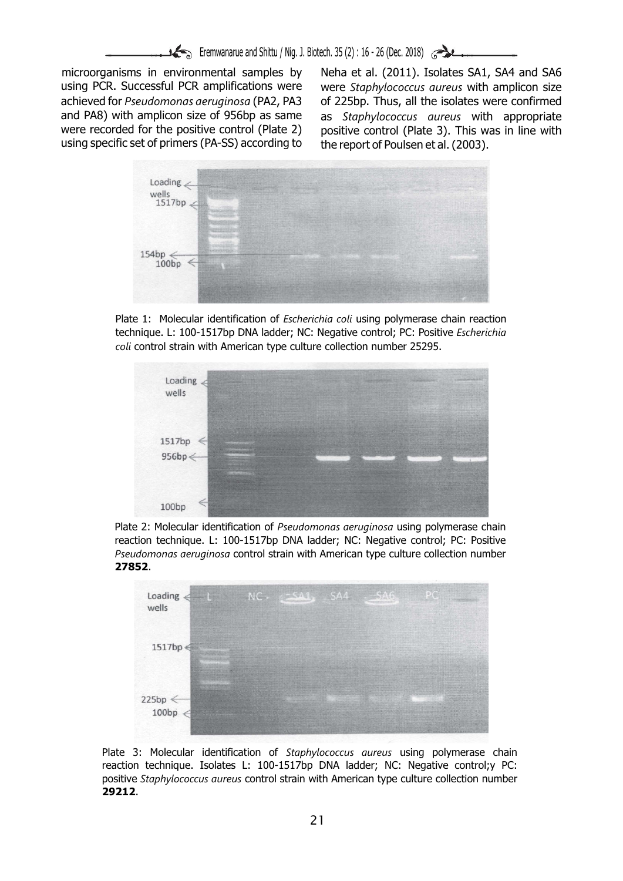microorganisms in environmental samples by using PCR. Successful PCR amplifications were achieved for *Pseudomonas aeruginosa* (PA2, PA3 and PA8) with amplicon size of 956bp as same were recorded for the positive control (Plate 2) using specific set of primers (PA-SS) according to Neha et al. (2011). Isolates SA1, SA4 and SA6 were *Staphylococcus aureus* with amplicon size of 225bp. Thus, all the isolates were confirmed as *Staphylococcus aureus* with appropriate positive control (Plate 3). This was in line with the report of Poulsen et al. (2003).

Plate 1: Molecular identification of *Escherichia coli* using polymerase chain reaction technique. L: 100-1517bp DNA ladder; NC: Negative control; PC: Positive *Escherichia coli* control strain with American type culture collection number 25295.

Plate 2: Molecular identification of *Pseudomonas aeruginosa* using polymerase chain reaction technique. L: 100-1517bp DNA ladder; NC: Negative control; PC: Positive *Pseudomonas aeruginosa* control strain with American type culture collection number **27852**.

Plate 3: Molecular identification of *Staphylococcus aureus* using polymerase chain reaction technique. Isolates L: 100-1517bp DNA ladder; NC: Negative control;y PC: positive *Staphylococcus aureus* control strain with American type culture collection number **29212**.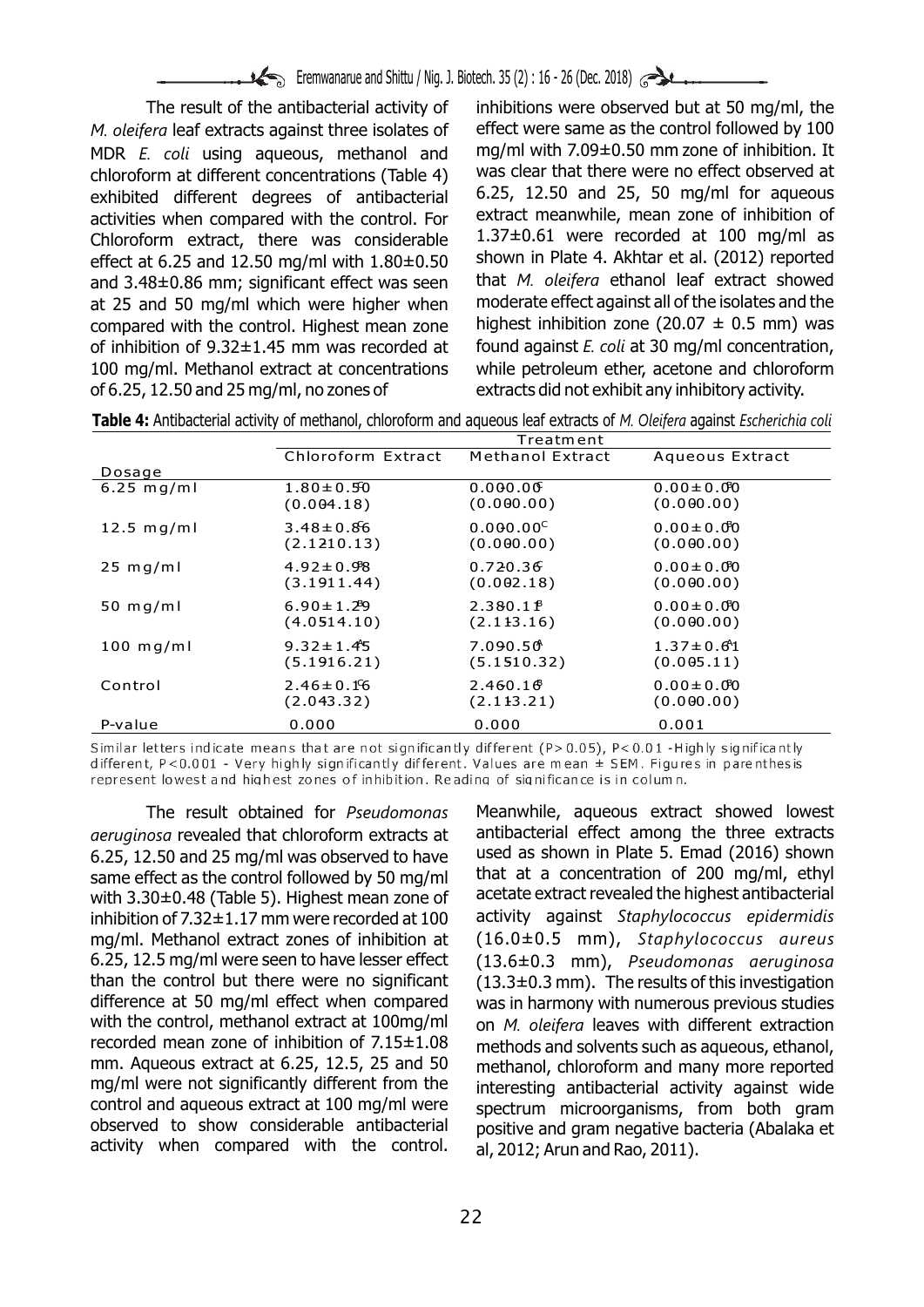The result of the antibacterial activity of *M. oleifera* leaf extracts against three isolates of MDR *E. coli* using aqueous, methanol and chloroform at different concentrations (Table 4) exhibited different degrees of antibacterial activities when compared with the control. For Chloroform extract, there was considerable effect at 6.25 and 12.50 mg/ml with 1.80±0.50 and 3.48±0.86 mm; significant effect was seen at 25 and 50 mg/ml which were higher when compared with the control. Highest mean zone of inhibition of 9.32±1.45 mm was recorded at 100 mg/ml. Methanol extract at concentrations of 6.25, 12.50 and 25 mg/ml, no zones of inhibitions were observed but at 50 mg/ml, the effect were same as the control followed by 100 mg/ml with 7.09±0.50 mm zone of inhibition. It was clear that there were no effect observed at 6.25, 12.50 and 25, 50 mg/ml for aqueous extract meanwhile, mean zone of inhibition of 1.37±0.61 were recorded at 100 mg/ml as shown in Plate 4. Akhtar et al. (2012) reported that *M. oleifera* ethanol leaf extract showed moderate effect against all of the isolates and the highest inhibition zone (20.07 ± 0.5 mm) was found against *E. coli* at 30 mg/ml concentration, while petroleum ether, acetone and chloroform extracts did not exhibit any inhibitory activity.

**Table 4:** Antibacterial activity of methanol, chloroform and aqueous leaf extracts of *M. Oleifera* against *Escherichia coli*

| | Treatment | | |
|---|---|---|---|
| Dosage | Chloroform Extract | Methanol Extract | Aqueous Extract |
| 6.25 mg/ml | 1.80±0.50$^{D}$ (0.00-4.18) | 0.00±0.00$^{C}$ (0.00-0.00) | 0.00±0.00$^{B}$ (0.00-0.00) |
| 12.5 mg/ml | 3.48±0.86$^{C}$ (2.12-10.13) | 0.00±0.00$^{C}$ (0.00-0.00) | 0.00±0.00$^{B}$ (0.00-0.00) |
| 25 mg/ml | 4.92±0.98$^{B}$ (3.19-11.44) | 0.72±0.36$^{C}$ (0.00-2.18) | 0.00±0.00$^{B}$ (0.00-0.00) |
| 50 mg/ml | 6.90±1.29$^{B}$ (4.05-14.10) | 2.38±0.11$^{B}$ (2.11-3.16) | 0.00±0.00$^{B}$ (0.00-0.00) |
| 100 mg/ml | 9.32±1.45$^{A}$ (5.19-16.21) | 7.09±0.50$^{A}$ (5.15-10.32) | 1.37±0.61$^{A}$ (0.00-5.11) |
| Control | 2.46±0.16$^{C}$ (2.04-3.32) | 2.46±0.16$^{B}$ (2.11-3.21) | 0.00±0.00$^{B}$ (0.00-0.00) |
| P-value | 0.000 | 0.000 | 0.001 |

Similar letters indicate means that are not significantly different (P>0.05), P<0.01 - Highly significantly different, P<0.001 - Very highly significantly different. Values are mean ± SEM. Figures in parenthesis represent lowest and highest zones of inhibition. Reading of significance is in column.

The result obtained for *Pseudomonas aeruginosa* revealed that chloroform extracts at 6.25, 12.50 and 25 mg/ml was observed to have same effect as the control followed by 50 mg/ml with 3.30±0.48 (Table 5). Highest mean zone of inhibition of 7.32±1.17 mm were recorded at 100 mg/ml. Methanol extract zones of inhibition at 6.25, 12.5 mg/ml were seen to have lesser effect than the control but there were no significant difference at 50 mg/ml effect when compared with the control, methanol extract at 100mg/ml recorded mean zone of inhibition of 7.15±1.08 mm. Aqueous extract at 6.25, 12.5, 25 and 50 mg/ml were not significantly different from the control and aqueous extract at 100 mg/ml were observed to show considerable antibacterial activity when compared with the control. Meanwhile, aqueous extract showed lowest antibacterial effect among the three extracts used as shown in Plate 5. Emad (2016) shown that at a concentration of 200 mg/ml, ethyl acetate extract revealed the highest antibacterial activity against *Staphylococcus epidermidis* (16.0±0.5 mm), *Staphylococcus aureus* (13.6±0.3 mm), *Pseudomonas aeruginosa* (13.3±0.3 mm). The results of this investigation was in harmony with numerous previous studies on *M. oleifera* leaves with different extraction methods and solvents such as aqueous, ethanol, methanol, chloroform and many more reported interesting antibacterial activity against wide spectrum microorganisms, from both gram positive and gram negative bacteria (Abalaka et al, 2012; Arun and Rao, 2011).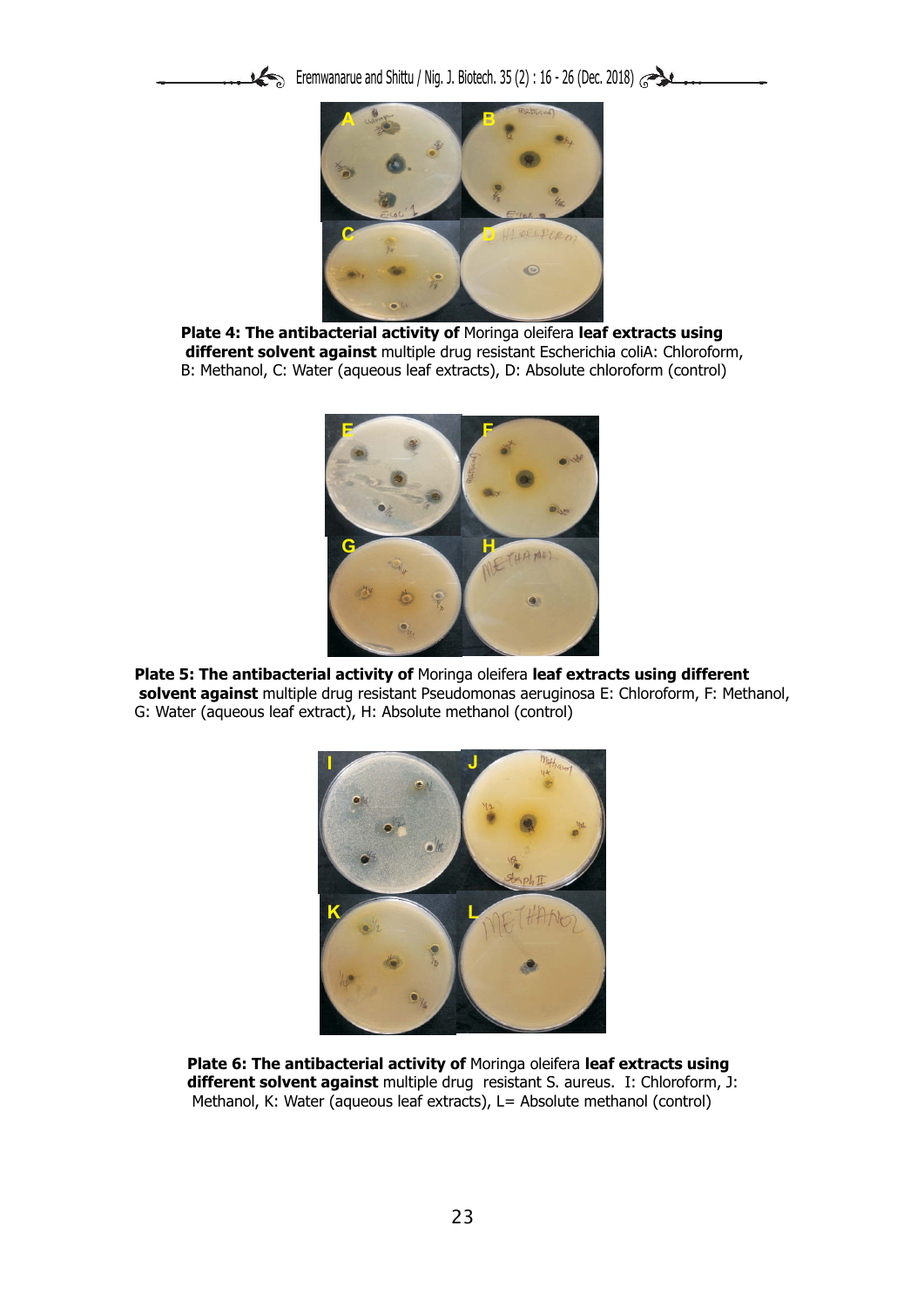**Plate 4: The antibacterial activity of** *Moringa oleifera* **leaf extracts using different solvent against** multiple drug resistant *Escherichia coli*A: Chloroform, B: Methanol, C: Water (aqueous leaf extracts), D: Absolute chloroform (control)

**Plate 5: The antibacterial activity of** *Moringa oleifera* **leaf extracts using different solvent against** multiple drug resistant *Pseudomonas aeruginosa* E: Chloroform, F: Methanol, G: Water (aqueous leaf extract), H: Absolute methanol (control)

**Plate 6: The antibacterial activity of** *Moringa oleifera* **leaf extracts using different solvent against** multiple drug resistant *S. aureus*. I: Chloroform, J: Methanol, K: Water (aqueous leaf extracts), L= Absolute methanol (control)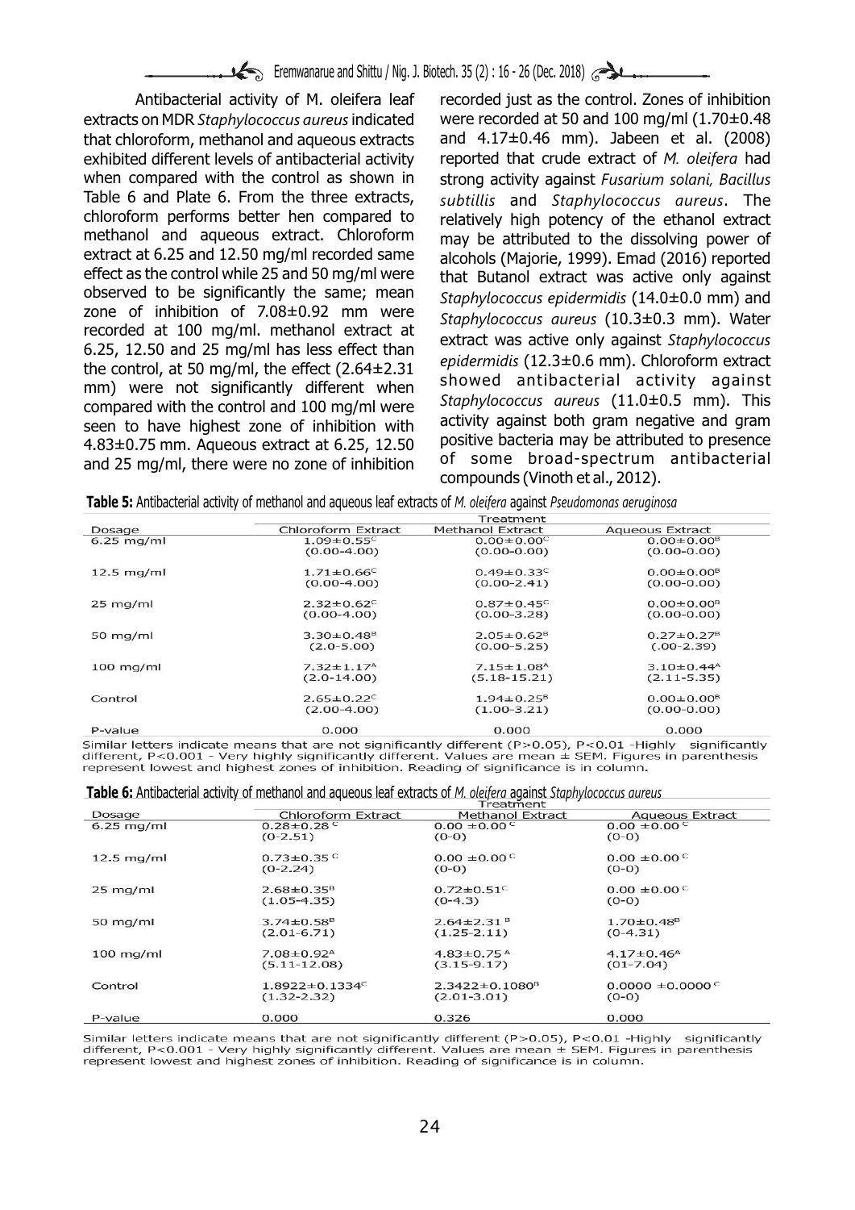Antibacterial activity of M. oleifera leaf extracts on MDR *Staphylococcus aureus* indicated that chloroform, methanol and aqueous extracts exhibited different levels of antibacterial activity when compared with the control as shown in Table 6 and Plate 6. From the three extracts, chloroform performs better hen compared to methanol and aqueous extract. Chloroform extract at 6.25 and 12.50 mg/ml recorded same effect as the control while 25 and 50 mg/ml were observed to be significantly the same; mean zone of inhibition of 7.08±0.92 mm were recorded at 100 mg/ml. methanol extract at 6.25, 12.50 and 25 mg/ml has less effect than the control, at 50 mg/ml, the effect (2.64±2.31 mm) were not significantly different when compared with the control and 100 mg/ml were seen to have highest zone of inhibition with 4.83±0.75 mm. Aqueous extract at 6.25, 12.50 and 25 mg/ml, there were no zone of inhibition recorded just as the control. Zones of inhibition were recorded at 50 and 100 mg/ml (1.70±0.48 and 4.17±0.46 mm). Jabeen et al. (2008) reported that crude extract of *M. oleifera* had strong activity against *Fusarium solani, Bacillus subtillis* and *Staphylococcus aureus*. The relatively high potency of the ethanol extract may be attributed to the dissolving power of alcohols (Majorie, 1999). Emad (2016) reported that Butanol extract was active only against *Staphylococcus epidermidis* (14.0±0.0 mm) and *Staphylococcus aureus* (10.3±0.3 mm). Water extract was active only against *Staphylococcus epidermidis* (12.3±0.6 mm). Chloroform extract showed antibacterial activity against *Staphylococcus aureus* (11.0±0.5 mm). This activity against both gram negative and gram positive bacteria may be attributed to presence of some broad-spectrum antibacterial compounds (Vinoth et al., 2012).

**Table 5:** Antibacterial activity of methanol and aqueous leaf extracts of *M. oleifera* against *Pseudomonas aeruginosa*

| | Treatment | | |
|---|---|---|---|
| Dosage | Chloroform Extract | Methanol Extract | Aqueous Extract |
| 6.25 mg/ml | 1.09±0.55$^C$ (0.00-4.00) | 0.00±0.00$^C$ (0.00-0.00) | 0.00±0.00$^B$ (0.00-0.00) |
| 12.5 mg/ml | 1.71±0.66$^C$ (0.00-4.00) | 0.49±0.33$^C$ (0.00-2.41) | 0.00±0.00$^B$ (0.00-0.00) |
| 25 mg/ml | 2.32±0.62$^C$ (0.00-4.00) | 0.87±0.45$^C$ (0.00-3.28) | 0.00±0.00$^B$ (0.00-0.00) |
| 50 mg/ml | 3.30±0.48$^B$ (2.0-5.00) | 2.05±0.62$^B$ (0.00-5.25) | 0.27±0.27$^B$ (.00-2.39) |
| 100 mg/ml | 7.32±1.17$^A$ (2.0-14.00) | 7.15±1.08$^A$ (5.18-15.21) | 3.10±0.44$^A$ (2.11-5.35) |
| Control | 2.65±0.22$^C$ (2.00-4.00) | 1.94±0.25$^B$ (1.00-3.21) | 0.00±0.00$^B$ (0.00-0.00) |
| P-value | 0.000 | 0.000 | 0.000 |

Similar letters indicate means that are not significantly different (P>0.05), P<0.01 -Highly significantly different, P<0.001 - Very highly significantly different. Values are mean ± SEM. Figures in parenthesis represent lowest and highest zones of inhibition. Reading of significance is in column.

**Table 6:** Antibacterial activity of methanol and aqueous leaf extracts of *M. oleifera* against *Staphylococcus aureus*

| | Treatment | | |
|---|---|---|---|
| Dosage | Chloroform Extract | Methanol Extract | Aqueous Extract |
| 6.25 mg/ml | 0.28±0.28$^C$ (0-2.51) | 0.00 ±0.00$^C$ (0-0) | 0.00 ±0.00$^C$ (0-0) |
| 12.5 mg/ml | 0.73±0.35$^C$ (0-2.24) | 0.00 ±0.00$^C$ (0-0) | 0.00 ±0.00$^C$ (0-0) |
| 25 mg/ml | 2.68±0.35$^B$ (1.05-4.35) | 0.72±0.51$^C$ (0-4.3) | 0.00 ±0.00$^C$ (0-0) |
| 50 mg/ml | 3.74±0.58$^B$ (2.01-6.71) | 2.64±2.31$^B$ (1.25-2.11) | 1.70±0.48$^B$ (0-4.31) |
| 100 mg/ml | 7.08±0.92$^A$ (5.11-12.08) | 4.83±0.75$^A$ (3.15-9.17) | 4.17±0.46$^A$ (01-7.04) |
| Control | 1.8922±0.1334$^C$ (1.32-2.32) | 2.3422±0.1080$^B$ (2.01-3.01) | 0.0000 ±0.0000$^C$ (0-0) |
| P-value | 0.000 | 0.326 | 0.000 |

Similar letters indicate means that are not significantly different (P>0.05), P<0.01 -Highly significantly different, P<0.001 - Very highly significantly different. Values are mean ± SEM. Figures in parenthesis represent lowest and highest zones of inhibition. Reading of significance is in column.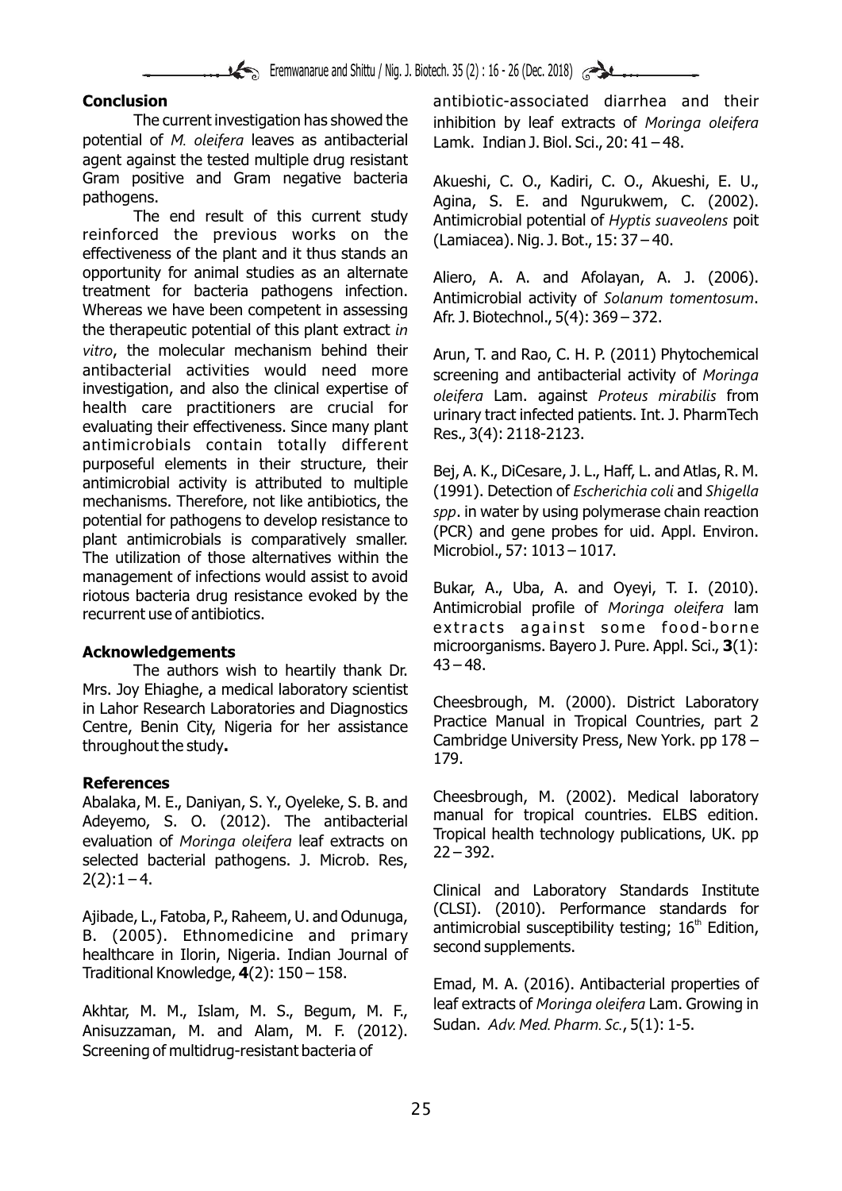## Conclusion

The current investigation has showed the potential of *M. oleifera* leaves as antibacterial agent against the tested multiple drug resistant Gram positive and Gram negative bacteria pathogens.

The end result of this current study reinforced the previous works on the effectiveness of the plant and it thus stands an opportunity for animal studies as an alternate treatment for bacteria pathogens infection. Whereas we have been competent in assessing the therapeutic potential of this plant extract *in vitro*, the molecular mechanism behind their antibacterial activities would need more investigation, and also the clinical expertise of health care practitioners are crucial for evaluating their effectiveness. Since many plant antimicrobials contain totally different purposeful elements in their structure, their antimicrobial activity is attributed to multiple mechanisms. Therefore, not like antibiotics, the potential for pathogens to develop resistance to plant antimicrobials is comparatively smaller. The utilization of those alternatives within the management of infections would assist to avoid riotous bacteria drug resistance evoked by the recurrent use of antibiotics.

## Acknowledgements

The authors wish to heartily thank Dr. Mrs. Joy Ehiaghe, a medical laboratory scientist in Lahor Research Laboratories and Diagnostics Centre, Benin City, Nigeria for her assistance throughout the study**.**

## References

Abalaka, M. E., Daniyan, S. Y., Oyeleke, S. B. and Adeyemo, S. O. (2012). The antibacterial evaluation of *Moringa oleifera* leaf extracts on selected bacterial pathogens. J. Microb. Res, 2(2):1 – 4.

Ajibade, L., Fatoba, P., Raheem, U. and Odunuga, B. (2005). Ethnomedicine and primary healthcare in Ilorin, Nigeria. Indian Journal of Traditional Knowledge, **4**(2): 150 – 158.

Akhtar, M. M., Islam, M. S., Begum, M. F., Anisuzzaman, M. and Alam, M. F. (2012). Screening of multidrug-resistant bacteria of antibiotic-associated diarrhea and their inhibition by leaf extracts of *Moringa oleifera* Lamk. Indian J. Biol. Sci., 20: 41 – 48.

Akueshi, C. O., Kadiri, C. O., Akueshi, E. U., Agina, S. E. and Ngurukwem, C. (2002). Antimicrobial potential of *Hyptis suaveolens* poit (Lamiacea). Nig. J. Bot., 15: 37 – 40.

Aliero, A. A. and Afolayan, A. J. (2006). Antimicrobial activity of *Solanum tomentosum*. Afr. J. Biotechnol., 5(4): 369 – 372.

Arun, T. and Rao, C. H. P. (2011) Phytochemical screening and antibacterial activity of *Moringa oleifera* Lam. against *Proteus mirabilis* from urinary tract infected patients. Int. J. PharmTech Res., 3(4): 2118-2123.

Bej, A. K., DiCesare, J. L., Haff, L. and Atlas, R. M. (1991). Detection of *Escherichia coli* and *Shigella spp*. in water by using polymerase chain reaction (PCR) and gene probes for uid. Appl. Environ. Microbiol., 57: 1013 – 1017.

Bukar, A., Uba, A. and Oyeyi, T. I. (2010). Antimicrobial profile of *Moringa oleifera* lam extracts against some food-borne microorganisms. Bayero J. Pure. Appl. Sci., **3**(1): 43 – 48.

Cheesbrough, M. (2000). District Laboratory Practice Manual in Tropical Countries, part 2 Cambridge University Press, New York. pp 178 – 179.

Cheesbrough, M. (2002). Medical laboratory manual for tropical countries. ELBS edition. Tropical health technology publications, UK. pp 22 – 392.

Clinical and Laboratory Standards Institute (CLSI). (2010). Performance standards for antimicrobial susceptibility testing; 16th Edition, second supplements.

Emad, M. A. (2016). Antibacterial properties of leaf extracts of *Moringa oleifera* Lam. Growing in Sudan. *Adv. Med. Pharm. Sc.*, 5(1): 1-5.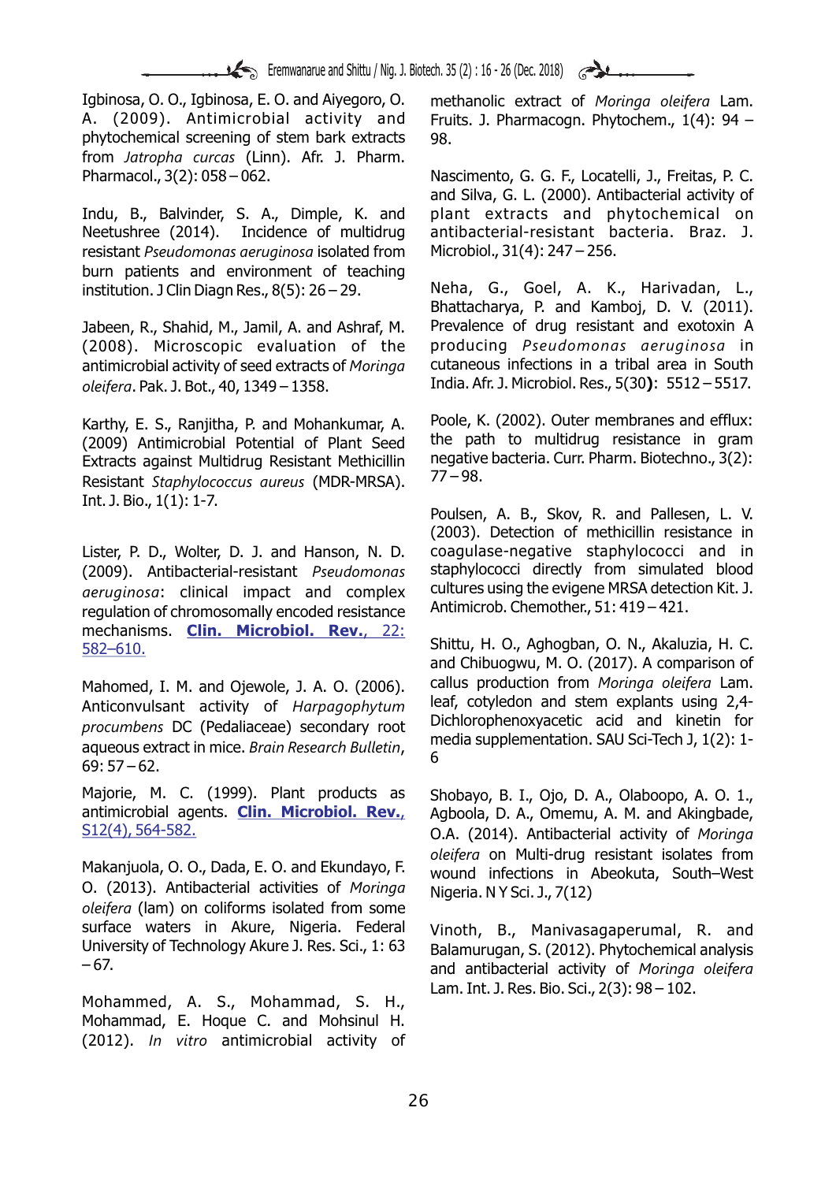Igbinosa, O. O., Igbinosa, E. O. and Aiyegoro, O. A. (2009). Antimicrobial activity and phytochemical screening of stem bark extracts from *Jatropha curcas* (Linn). Afr. J. Pharm. Pharmacol., 3(2): 058 – 062.

Indu, B., Balvinder, S. A., Dimple, K. and Neetushree (2014). Incidence of multidrug resistant *Pseudomonas aeruginosa* isolated from burn patients and environment of teaching institution. J Clin Diagn Res., 8(5): 26 – 29.

Jabeen, R., Shahid, M., Jamil, A. and Ashraf, M. (2008). Microscopic evaluation of the antimicrobial activity of seed extracts of *Moringa oleifera*. Pak. J. Bot., 40, 1349 – 1358.

Karthy, E. S., Ranjitha, P. and Mohankumar, A. (2009) Antimicrobial Potential of Plant Seed Extracts against Multidrug Resistant Methicillin Resistant *Staphylococcus aureus* (MDR-MRSA). Int. J. Bio., 1(1): 1-7.

Lister, P. D., Wolter, D. J. and Hanson, N. D. (2009). Antibacterial-resistant *Pseudomonas aeruginosa*: clinical impact and complex regulation of chromosomally encoded resistance mechanisms. **Clin. Microbiol. Rev.**, 22: 582–610.

Mahomed, I. M. and Ojewole, J. A. O. (2006). Anticonvulsant activity of *Harpagophytum procumbens* DC (Pedaliaceae) secondary root aqueous extract in mice. *Brain Research Bulletin*, 69: 57 – 62.

Majorie, M. C. (1999). Plant products as antimicrobial agents. **Clin. Microbiol. Rev.**, S12(4), 564-582.

Makanjuola, O. O., Dada, E. O. and Ekundayo, F. O. (2013). Antibacterial activities of *Moringa oleifera* (lam) on coliforms isolated from some surface waters in Akure, Nigeria. Federal University of Technology Akure J. Res. Sci., 1: 63 – 67.

Mohammed, A. S., Mohammad, S. H., Mohammad, E. Hoque C. and Mohsinul H. (2012). *In vitro* antimicrobial activity of methanolic extract of *Moringa oleifera* Lam. Fruits. J. Pharmacogn. Phytochem., 1(4): 94 – 98.

Nascimento, G. G. F., Locatelli, J., Freitas, P. C. and Silva, G. L. (2000). Antibacterial activity of plant extracts and phytochemical on antibacterial-resistant bacteria. Braz. J. Microbiol., 31(4): 247 – 256.

Neha, G., Goel, A. K., Harivadan, L., Bhattacharya, P. and Kamboj, D. V. (2011). Prevalence of drug resistant and exotoxin A producing *Pseudomonas aeruginosa* in cutaneous infections in a tribal area in South India. Afr. J. Microbiol. Res., 5(30**)**: 5512 – 5517.

Poole, K. (2002). Outer membranes and efflux: the path to multidrug resistance in gram negative bacteria. Curr. Pharm. Biotechno., 3(2): 77 – 98.

Poulsen, A. B., Skov, R. and Pallesen, L. V. (2003). Detection of methicillin resistance in coagulase-negative staphylococci and in staphylococci directly from simulated blood cultures using the evigene MRSA detection Kit. J. Antimicrob. Chemother., 51: 419 – 421.

Shittu, H. O., Aghogban, O. N., Akaluzia, H. C. and Chibuogwu, M. O. (2017). A comparison of callus production from *Moringa oleifera* Lam. leaf, cotyledon and stem explants using 2,4-Dichlorophenoxyacetic acid and kinetin for media supplementation. SAU Sci-Tech J, 1(2): 1-6

Shobayo, B. I., Ojo, D. A., Olaboopo, A. O. 1., Agboola, D. A., Omemu, A. M. and Akingbade, O.A. (2014). Antibacterial activity of *Moringa oleifera* on Multi-drug resistant isolates from wound infections in Abeokuta, South–West Nigeria. N Y Sci. J., 7(12)

Vinoth, B., Manivasagaperumal, R. and Balamurugan, S. (2012). Phytochemical analysis and antibacterial activity of *Moringa oleifera* Lam. Int. J. Res. Bio. Sci., 2(3): 98 – 102.